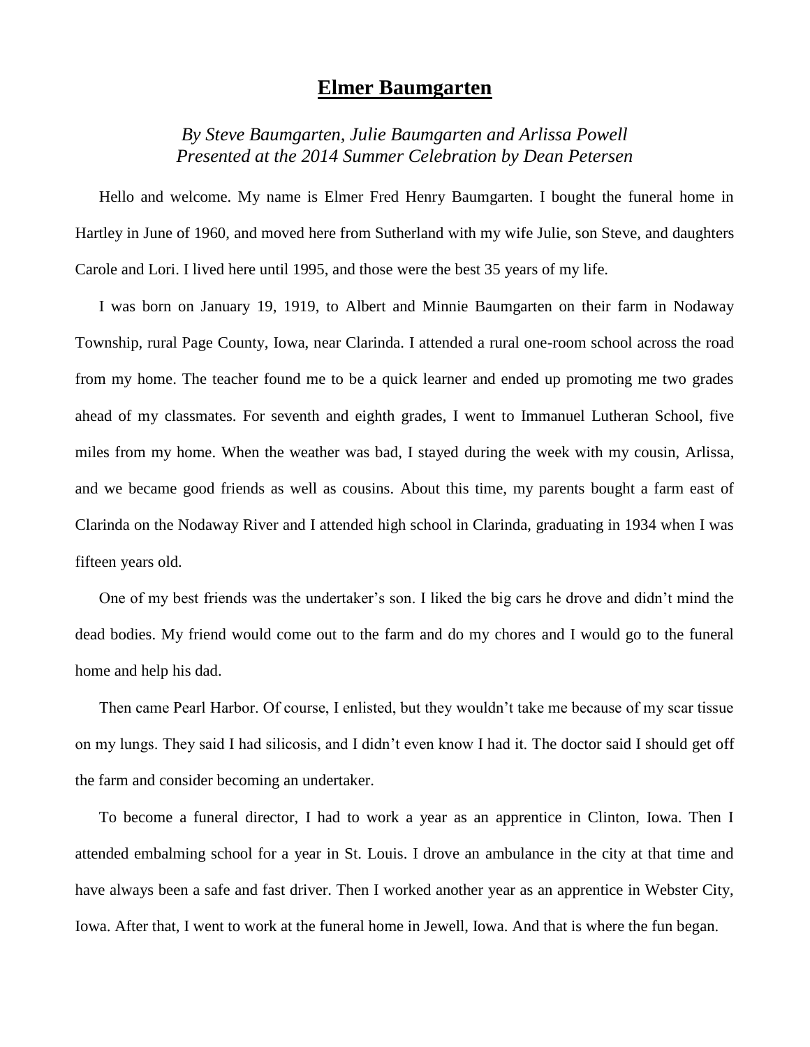# Elmer Baumgarten

*By Steve Baumgarten, Julie Baumgarten and Arlissa Powell*
*Presented at the 2014 Summer Celebration by Dean Petersen*

Hello and welcome. My name is Elmer Fred Henry Baumgarten. I bought the funeral home in Hartley in June of 1960, and moved here from Sutherland with my wife Julie, son Steve, and daughters Carole and Lori. I lived here until 1995, and those were the best 35 years of my life.

I was born on January 19, 1919, to Albert and Minnie Baumgarten on their farm in Nodaway Township, rural Page County, Iowa, near Clarinda. I attended a rural one-room school across the road from my home. The teacher found me to be a quick learner and ended up promoting me two grades ahead of my classmates. For seventh and eighth grades, I went to Immanuel Lutheran School, five miles from my home. When the weather was bad, I stayed during the week with my cousin, Arlissa, and we became good friends as well as cousins. About this time, my parents bought a farm east of Clarinda on the Nodaway River and I attended high school in Clarinda, graduating in 1934 when I was fifteen years old.

One of my best friends was the undertaker's son. I liked the big cars he drove and didn't mind the dead bodies. My friend would come out to the farm and do my chores and I would go to the funeral home and help his dad.

Then came Pearl Harbor. Of course, I enlisted, but they wouldn't take me because of my scar tissue on my lungs. They said I had silicosis, and I didn't even know I had it. The doctor said I should get off the farm and consider becoming an undertaker.

To become a funeral director, I had to work a year as an apprentice in Clinton, Iowa. Then I attended embalming school for a year in St. Louis. I drove an ambulance in the city at that time and have always been a safe and fast driver. Then I worked another year as an apprentice in Webster City, Iowa. After that, I went to work at the funeral home in Jewell, Iowa. And that is where the fun began.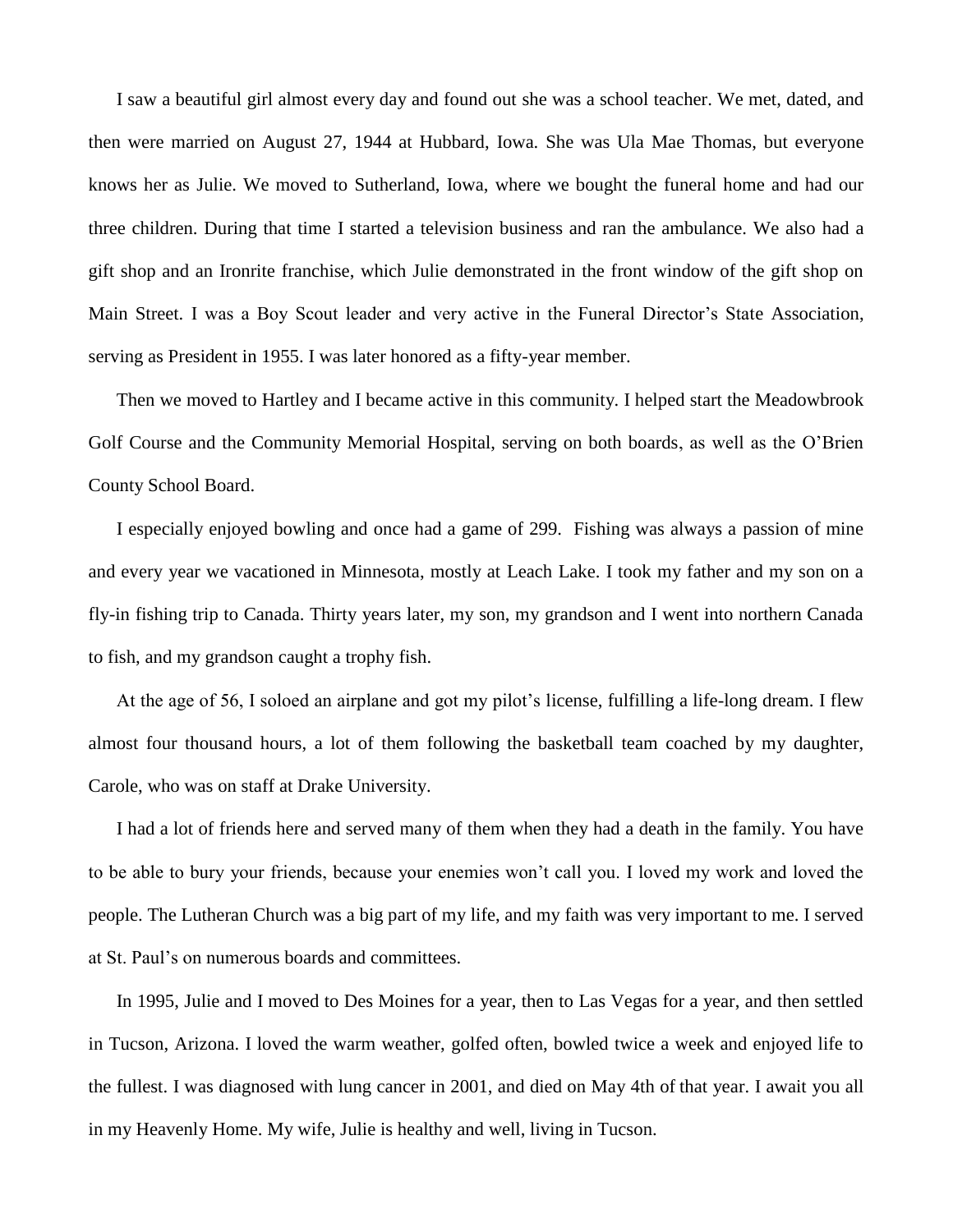I saw a beautiful girl almost every day and found out she was a school teacher. We met, dated, and then were married on August 27, 1944 at Hubbard, Iowa. She was Ula Mae Thomas, but everyone knows her as Julie. We moved to Sutherland, Iowa, where we bought the funeral home and had our three children. During that time I started a television business and ran the ambulance. We also had a gift shop and an Ironrite franchise, which Julie demonstrated in the front window of the gift shop on Main Street. I was a Boy Scout leader and very active in the Funeral Director's State Association, serving as President in 1955. I was later honored as a fifty-year member.

Then we moved to Hartley and I became active in this community. I helped start the Meadowbrook Golf Course and the Community Memorial Hospital, serving on both boards, as well as the O'Brien County School Board.

I especially enjoyed bowling and once had a game of 299. Fishing was always a passion of mine and every year we vacationed in Minnesota, mostly at Leach Lake. I took my father and my son on a fly-in fishing trip to Canada. Thirty years later, my son, my grandson and I went into northern Canada to fish, and my grandson caught a trophy fish.

At the age of 56, I soloed an airplane and got my pilot's license, fulfilling a life-long dream. I flew almost four thousand hours, a lot of them following the basketball team coached by my daughter, Carole, who was on staff at Drake University.

I had a lot of friends here and served many of them when they had a death in the family. You have to be able to bury your friends, because your enemies won't call you. I loved my work and loved the people. The Lutheran Church was a big part of my life, and my faith was very important to me. I served at St. Paul's on numerous boards and committees.

In 1995, Julie and I moved to Des Moines for a year, then to Las Vegas for a year, and then settled in Tucson, Arizona. I loved the warm weather, golfed often, bowled twice a week and enjoyed life to the fullest. I was diagnosed with lung cancer in 2001, and died on May 4th of that year. I await you all in my Heavenly Home. My wife, Julie is healthy and well, living in Tucson.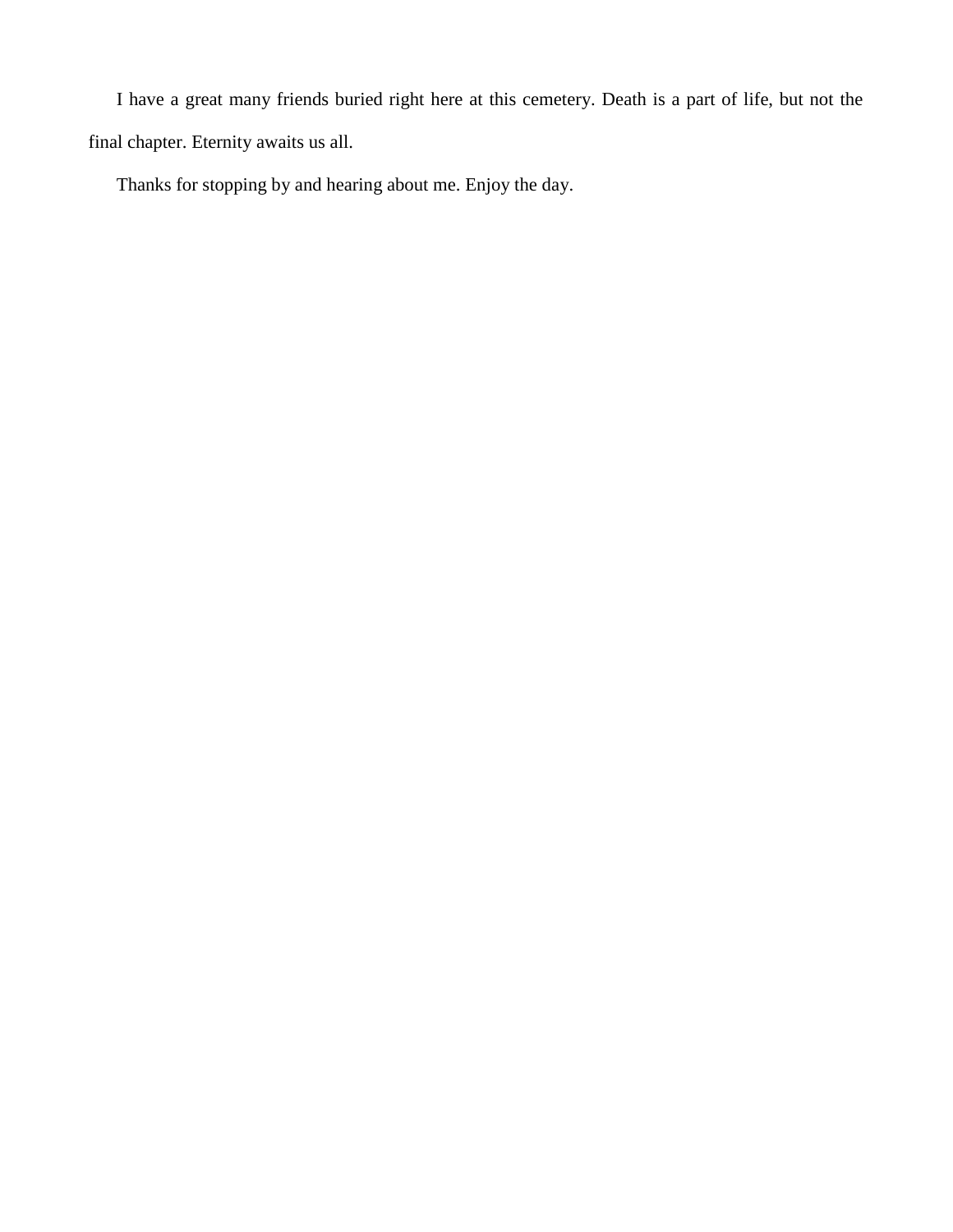I have a great many friends buried right here at this cemetery. Death is a part of life, but not the final chapter. Eternity awaits us all.

Thanks for stopping by and hearing about me. Enjoy the day.